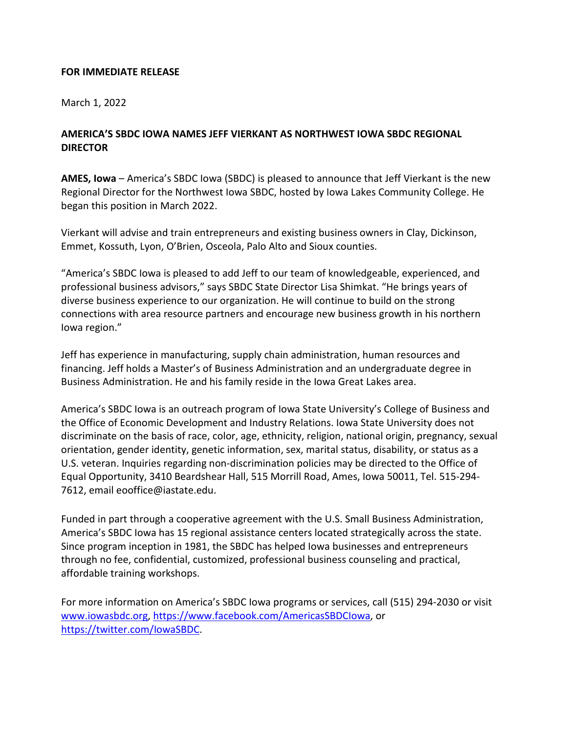**FOR IMMEDIATE RELEASE**

March 1, 2022

**AMERICA'S SBDC IOWA NAMES JEFF VIERKANT AS NORTHWEST IOWA SBDC REGIONAL DIRECTOR**

**AMES, Iowa** – America's SBDC Iowa (SBDC) is pleased to announce that Jeff Vierkant is the new Regional Director for the Northwest Iowa SBDC, hosted by Iowa Lakes Community College. He began this position in March 2022.

Vierkant will advise and train entrepreneurs and existing business owners in Clay, Dickinson, Emmet, Kossuth, Lyon, O'Brien, Osceola, Palo Alto and Sioux counties.

"America's SBDC Iowa is pleased to add Jeff to our team of knowledgeable, experienced, and professional business advisors," says SBDC State Director Lisa Shimkat. "He brings years of diverse business experience to our organization. He will continue to build on the strong connections with area resource partners and encourage new business growth in his northern Iowa region."

Jeff has experience in manufacturing, supply chain administration, human resources and financing. Jeff holds a Master's of Business Administration and an undergraduate degree in Business Administration. He and his family reside in the Iowa Great Lakes area.

America's SBDC Iowa is an outreach program of Iowa State University's College of Business and the Office of Economic Development and Industry Relations. Iowa State University does not discriminate on the basis of race, color, age, ethnicity, religion, national origin, pregnancy, sexual orientation, gender identity, genetic information, sex, marital status, disability, or status as a U.S. veteran. Inquiries regarding non-discrimination policies may be directed to the Office of Equal Opportunity, 3410 Beardshear Hall, 515 Morrill Road, Ames, Iowa 50011, Tel. 515-294-7612, email eooffice@iastate.edu.

Funded in part through a cooperative agreement with the U.S. Small Business Administration, America's SBDC Iowa has 15 regional assistance centers located strategically across the state. Since program inception in 1981, the SBDC has helped Iowa businesses and entrepreneurs through no fee, confidential, customized, professional business counseling and practical, affordable training workshops.

For more information on America's SBDC Iowa programs or services, call (515) 294-2030 or visit www.iowasbdc.org, https://www.facebook.com/AmericasSBDCIowa, or https://twitter.com/IowaSBDC.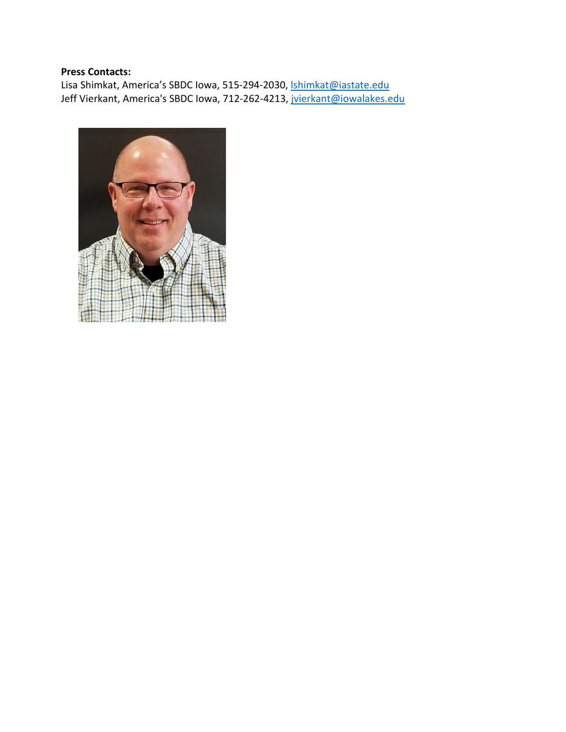**Press Contacts:**
Lisa Shimkat, America's SBDC Iowa, 515-294-2030, lshimkat@iastate.edu
Jeff Vierkant, America's SBDC Iowa, 712-262-4213, jvierkant@iowalakes.edu